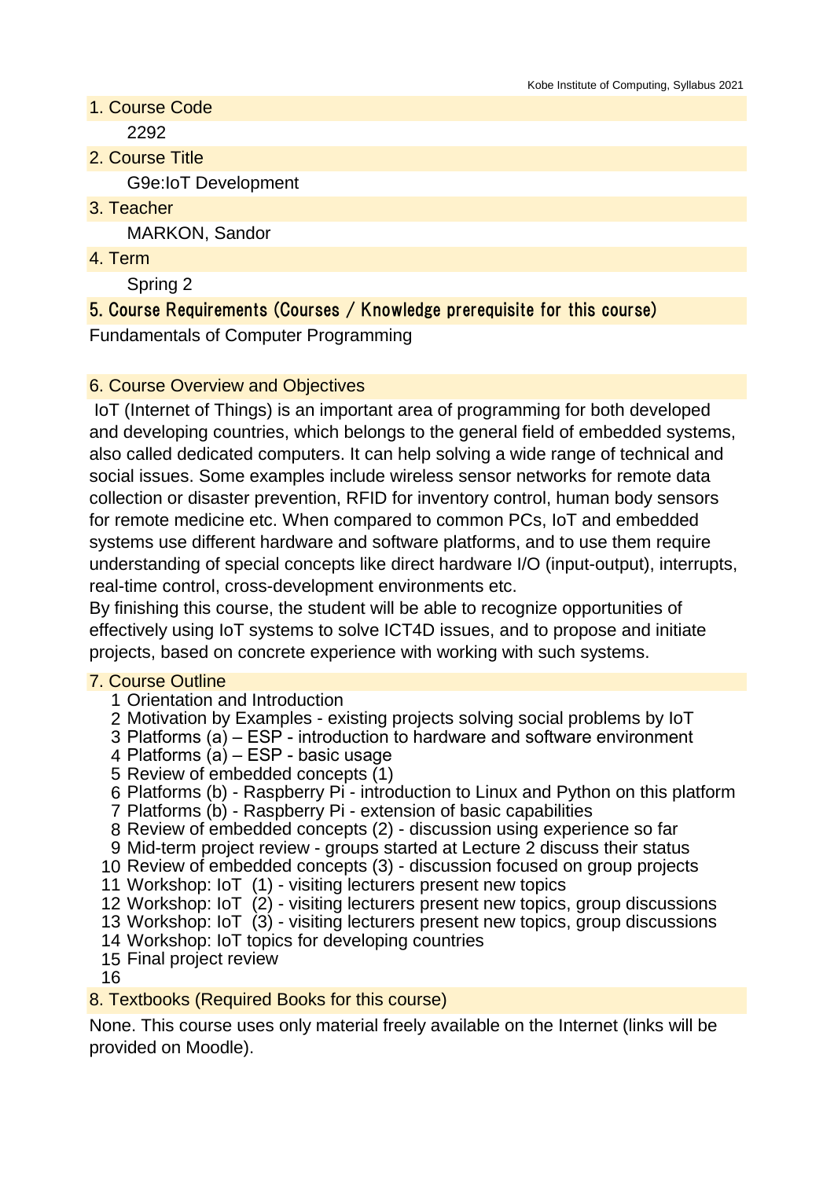## 1. Course Code

2292

## 2. Course Title

G9e:IoT Development

## 3. Teacher

MARKON, Sandor

## 4. Term

Spring 2

## 5. Course Requirements (Courses / Knowledge prerequisite for this course)

Fundamentals of Computer Programming

## 6. Course Overview and Objectives

IoT (Internet of Things) is an important area of programming for both developed and developing countries, which belongs to the general field of embedded systems, also called dedicated computers. It can help solving a wide range of technical and social issues. Some examples include wireless sensor networks for remote data collection or disaster prevention, RFID for inventory control, human body sensors for remote medicine etc. When compared to common PCs, IoT and embedded systems use different hardware and software platforms, and to use them require understanding of special concepts like direct hardware I/O (input-output), interrupts, real-time control, cross-development environments etc.
By finishing this course, the student will be able to recognize opportunities of effectively using IoT systems to solve ICT4D issues, and to propose and initiate projects, based on concrete experience with working with such systems.

## 7. Course Outline

1. Orientation and Introduction
2. Motivation by Examples - existing projects solving social problems by IoT
3. Platforms (a) – ESP - introduction to hardware and software environment
4. Platforms (a) – ESP - basic usage
5. Review of embedded concepts (1)
6. Platforms (b) - Raspberry Pi - introduction to Linux and Python on this platform
7. Platforms (b) - Raspberry Pi - extension of basic capabilities
8. Review of embedded concepts (2) - discussion using experience so far
9. Mid-term project review - groups started at Lecture 2 discuss their status
10. Review of embedded concepts (3) - discussion focused on group projects
11. Workshop: IoT (1) - visiting lecturers present new topics
12. Workshop: IoT (2) - visiting lecturers present new topics, group discussions
13. Workshop: IoT (3) - visiting lecturers present new topics, group discussions
14. Workshop: IoT topics for developing countries
15. Final project review
16. 

## 8. Textbooks (Required Books for this course)

None. This course uses only material freely available on the Internet (links will be provided on Moodle).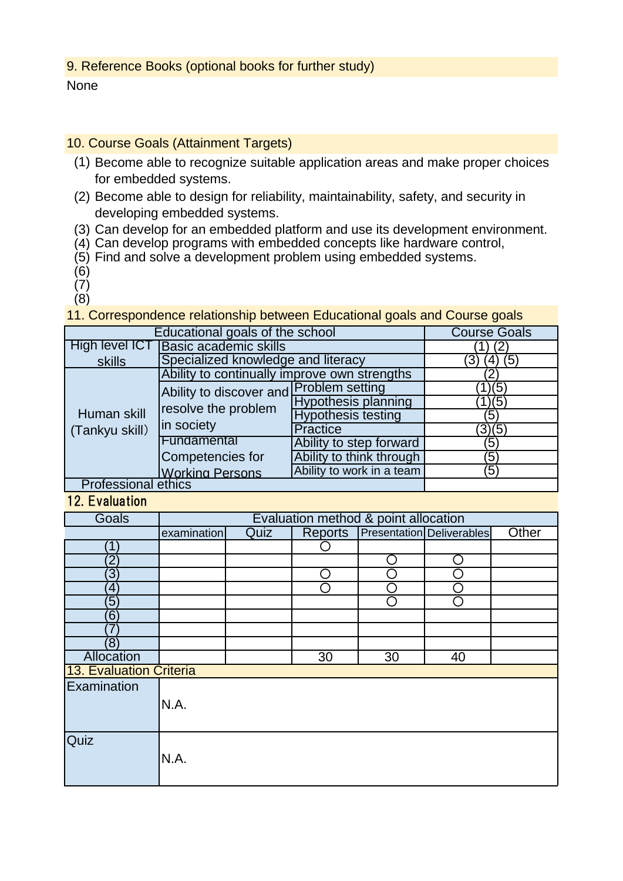## 9. Reference Books (optional books for further study)

None

## 10. Course Goals (Attainment Targets)

(1) Become able to recognize suitable application areas and make proper choices for embedded systems.
(2) Become able to design for reliability, maintainability, safety, and security in developing embedded systems.
(3) Can develop for an embedded platform and use its development environment.
(4) Can develop programs with embedded concepts like hardware control,
(5) Find and solve a development problem using embedded systems.
(6)
(7)
(8)

## 11. Correspondence relationship between Educational goals and Course goals

| Educational goals of the school | | | Course Goals |
|---|---|---|---|
| High level ICT skills | Basic academic skills | | (1) (2) |
| | Specialized knowledge and literacy | | (3) (4) (5) |
| Human skill (Tankyu skill) | Ability to continually improve own strengths | | (2) |
| | Ability to discover and resolve the problem in society | Problem setting | (1)(5) |
| | | Hypothesis planning | (1)(5) |
| | | Hypothesis testing | (5) |
| | | Practice | (3)(5) |
| | Fundamental Competencies for Working Persons | Ability to step forward | (5) |
| | | Ability to think through | (5) |
| | | Ability to work in a team | (5) |
| Professional ethics | | | |

## 12. Evaluation

| Goals | Evaluation method & point allocation | | | | | |
|---|---|---|---|---|---|---|
| | examination | Quiz | Reports | Presentation | Deliverables | Other |
| (1) | | | ○ | | | |
| (2) | | | | ○ | ○ | |
| (3) | | | ○ | ○ | ○ | |
| (4) | | | ○ | ○ | ○ | |
| (5) | | | | ○ | ○ | |
| (6) | | | | | | |
| (7) | | | | | | |
| (8) | | | | | | |
| Allocation | | | 30 | 30 | 40 | |

## 13. Evaluation Criteria

| | |
|---|---|
| Examination | N.A. |
| Quiz | N.A. |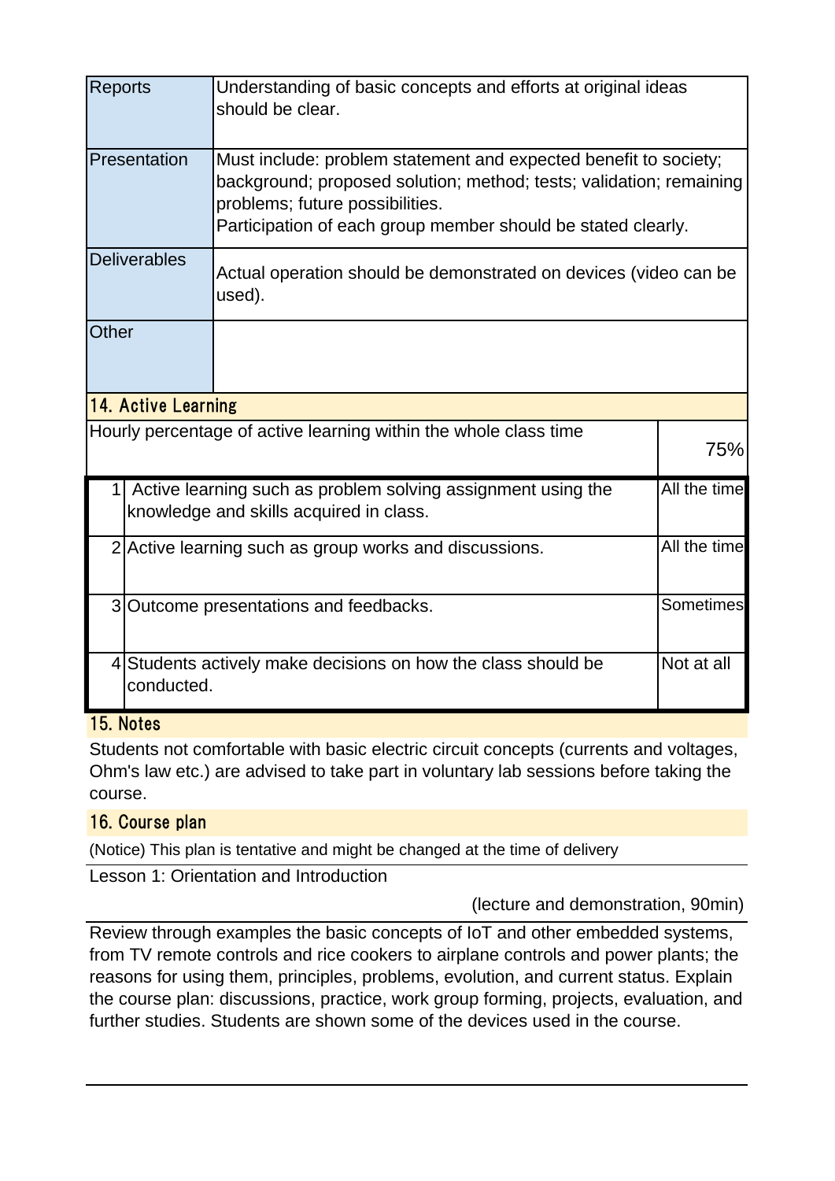| | |
|---|---|
| Reports | Understanding of basic concepts and efforts at original ideas should be clear. |
| Presentation | Must include: problem statement and expected benefit to society; background; proposed solution; method; tests; validation; remaining problems; future possibilities.<br>Participation of each group member should be stated clearly. |
| Deliverables | Actual operation should be demonstrated on devices (video can be used). |
| Other | |

## 14. Active Learning

| Hourly percentage of active learning within the whole class time | | 75% |
|---|---|---|
| 1 | Active learning such as problem solving assignment using the knowledge and skills acquired in class. | All the time |
| 2 | Active learning such as group works and discussions. | All the time |
| 3 | Outcome presentations and feedbacks. | Sometimes |
| 4 | Students actively make decisions on how the class should be conducted. | Not at all |

## 15. Notes

Students not comfortable with basic electric circuit concepts (currents and voltages, Ohm's law etc.) are advised to take part in voluntary lab sessions before taking the course.

## 16. Course plan

(Notice) This plan is tentative and might be changed at the time of delivery

Lesson 1: Orientation and Introduction

(lecture and demonstration, 90min)

Review through examples the basic concepts of IoT and other embedded systems, from TV remote controls and rice cookers to airplane controls and power plants; the reasons for using them, principles, problems, evolution, and current status. Explain the course plan: discussions, practice, work group forming, projects, evaluation, and further studies. Students are shown some of the devices used in the course.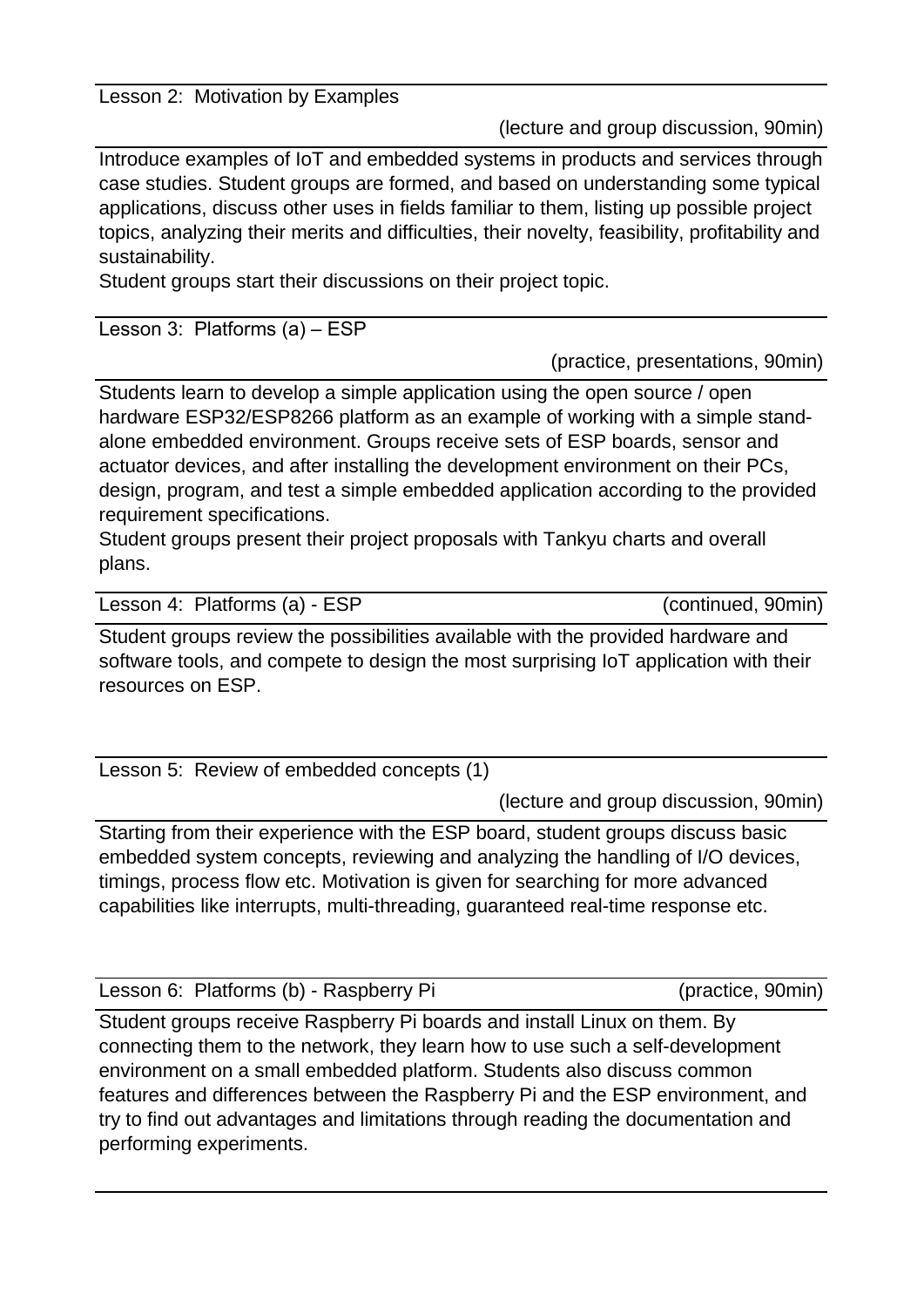### Lesson 2: Motivation by Examples

(lecture and group discussion, 90min)

Introduce examples of IoT and embedded systems in products and services through case studies. Student groups are formed, and based on understanding some typical applications, discuss other uses in fields familiar to them, listing up possible project topics, analyzing their merits and difficulties, their novelty, feasibility, profitability and sustainability.
Student groups start their discussions on their project topic.

### Lesson 3: Platforms (a) – ESP

(practice, presentations, 90min)

Students learn to develop a simple application using the open source / open hardware ESP32/ESP8266 platform as an example of working with a simple stand-alone embedded environment. Groups receive sets of ESP boards, sensor and actuator devices, and after installing the development environment on their PCs, design, program, and test a simple embedded application according to the provided requirement specifications.
Student groups present their project proposals with Tankyu charts and overall plans.

### Lesson 4: Platforms (a) - ESP

(continued, 90min)

Student groups review the possibilities available with the provided hardware and software tools, and compete to design the most surprising IoT application with their resources on ESP.

### Lesson 5: Review of embedded concepts (1)

(lecture and group discussion, 90min)

Starting from their experience with the ESP board, student groups discuss basic embedded system concepts, reviewing and analyzing the handling of I/O devices, timings, process flow etc. Motivation is given for searching for more advanced capabilities like interrupts, multi-threading, guaranteed real-time response etc.

### Lesson 6: Platforms (b) - Raspberry Pi

(practice, 90min)

Student groups receive Raspberry Pi boards and install Linux on them. By connecting them to the network, they learn how to use such a self-development environment on a small embedded platform. Students also discuss common features and differences between the Raspberry Pi and the ESP environment, and try to find out advantages and limitations through reading the documentation and performing experiments.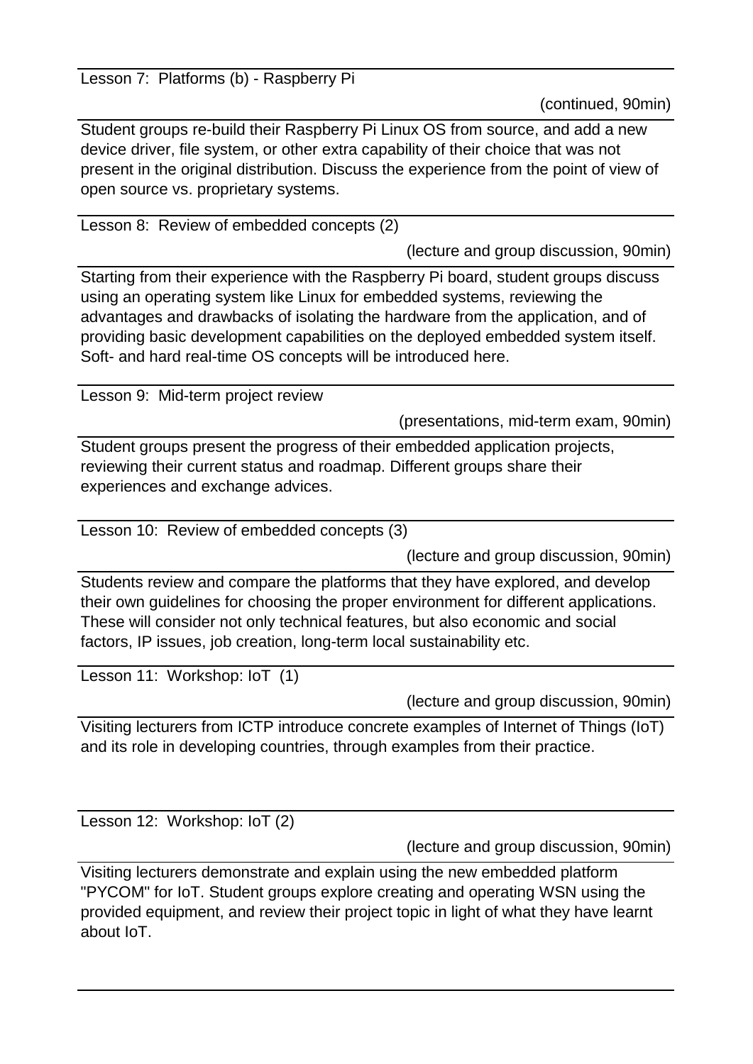Lesson 7: Platforms (b) - Raspberry Pi

(continued, 90min)

Student groups re-build their Raspberry Pi Linux OS from source, and add a new device driver, file system, or other extra capability of their choice that was not present in the original distribution. Discuss the experience from the point of view of open source vs. proprietary systems.

Lesson 8: Review of embedded concepts (2)

(lecture and group discussion, 90min)

Starting from their experience with the Raspberry Pi board, student groups discuss using an operating system like Linux for embedded systems, reviewing the advantages and drawbacks of isolating the hardware from the application, and of providing basic development capabilities on the deployed embedded system itself. Soft- and hard real-time OS concepts will be introduced here.

Lesson 9: Mid-term project review

(presentations, mid-term exam, 90min)

Student groups present the progress of their embedded application projects, reviewing their current status and roadmap. Different groups share their experiences and exchange advices.

Lesson 10: Review of embedded concepts (3)

(lecture and group discussion, 90min)

Students review and compare the platforms that they have explored, and develop their own guidelines for choosing the proper environment for different applications. These will consider not only technical features, but also economic and social factors, IP issues, job creation, long-term local sustainability etc.

Lesson 11: Workshop: IoT (1)

(lecture and group discussion, 90min)

Visiting lecturers from ICTP introduce concrete examples of Internet of Things (IoT) and its role in developing countries, through examples from their practice.

Lesson 12: Workshop: IoT (2)

(lecture and group discussion, 90min)

Visiting lecturers demonstrate and explain using the new embedded platform "PYCOM" for IoT. Student groups explore creating and operating WSN using the provided equipment, and review their project topic in light of what they have learnt about IoT.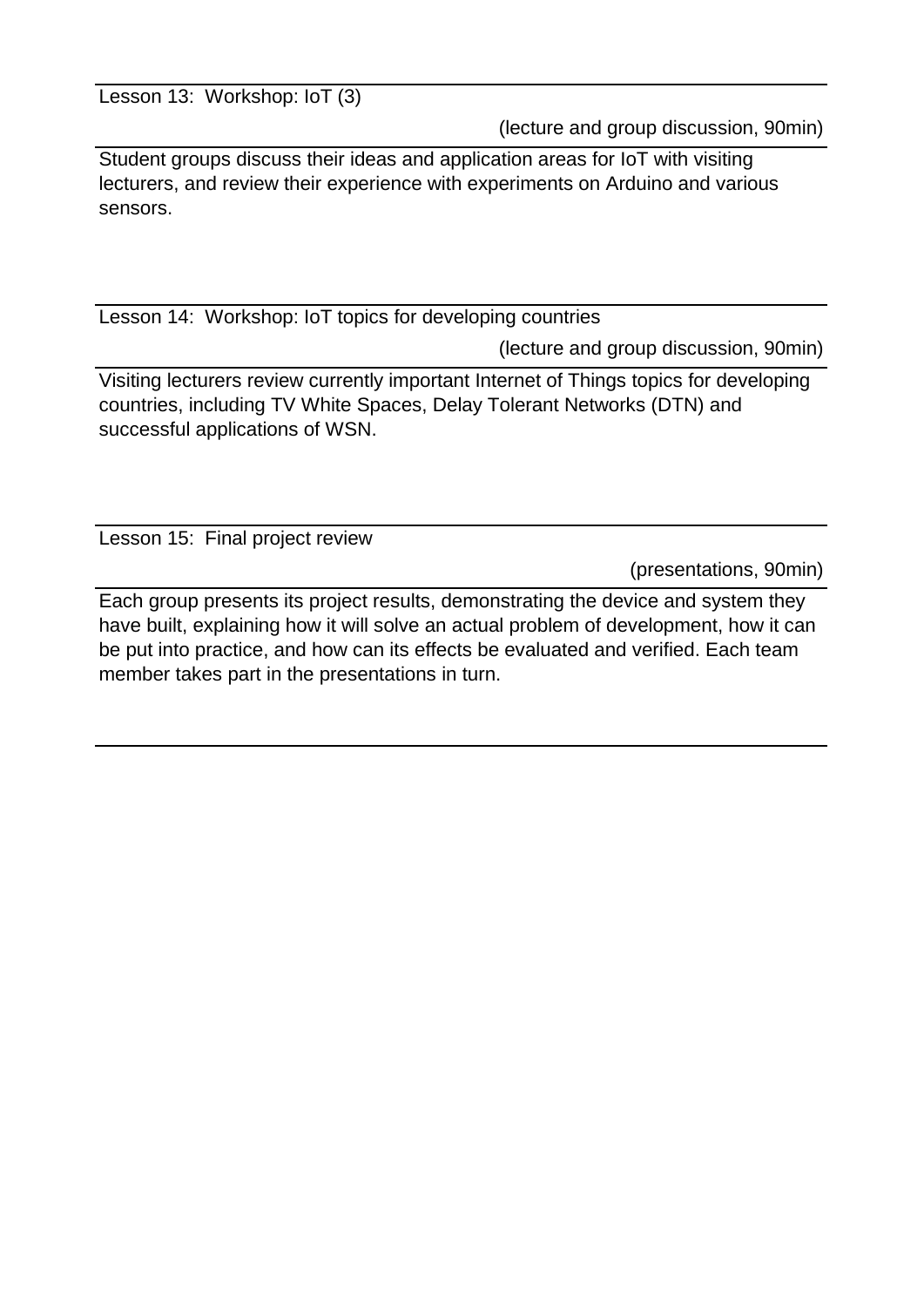Lesson 13: Workshop: IoT (3)

(lecture and group discussion, 90min)

Student groups discuss their ideas and application areas for IoT with visiting lecturers, and review their experience with experiments on Arduino and various sensors.

Lesson 14: Workshop: IoT topics for developing countries

(lecture and group discussion, 90min)

Visiting lecturers review currently important Internet of Things topics for developing countries, including TV White Spaces, Delay Tolerant Networks (DTN) and successful applications of WSN.

Lesson 15: Final project review

(presentations, 90min)

Each group presents its project results, demonstrating the device and system they have built, explaining how it will solve an actual problem of development, how it can be put into practice, and how can its effects be evaluated and verified. Each team member takes part in the presentations in turn.